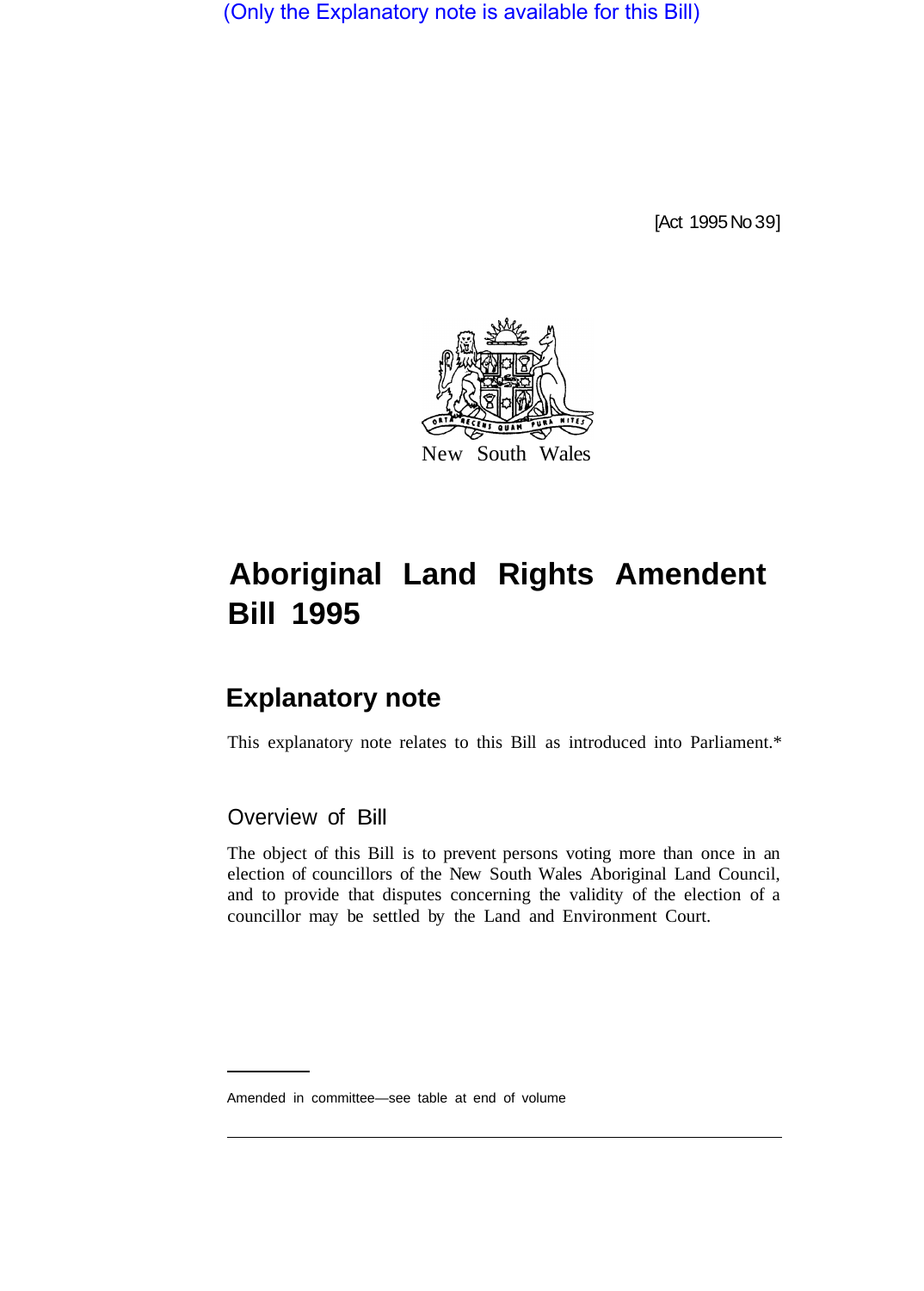(Only the Explanatory note is available for this Bill)

[Act 1995 No 39]

New South Wales

# Aboriginal Land Rights Amendent Bill 1995

## Explanatory note

This explanatory note relates to this Bill as introduced into Parliament.*

### Overview of Bill

The object of this Bill is to prevent persons voting more than once in an election of councillors of the New South Wales Aboriginal Land Council, and to provide that disputes concerning the validity of the election of a councillor may be settled by the Land and Environment Court.

Amended in committee—see table at end of volume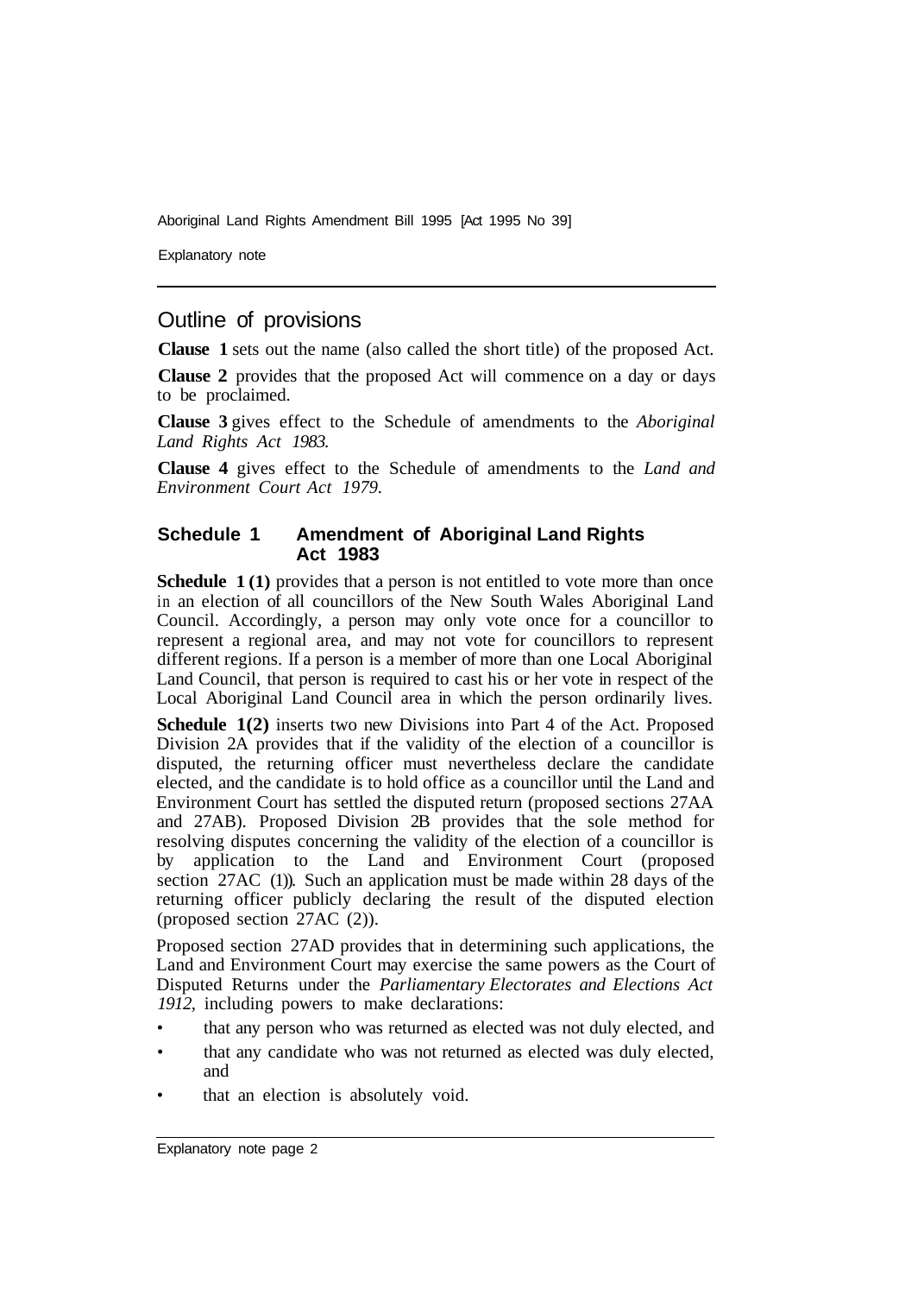## Outline of provisions

**Clause 1** sets out the name (also called the short title) of the proposed Act.

**Clause 2** provides that the proposed Act will commence on a day or days to be proclaimed.

**Clause 3** gives effect to the Schedule of amendments to the *Aboriginal Land Rights Act 1983*.

**Clause 4** gives effect to the Schedule of amendments to the *Land and Environment Court Act 1979*.

### Schedule 1 Amendment of Aboriginal Land Rights Act 1983

**Schedule 1 (1)** provides that a person is not entitled to vote more than once in an election of all councillors of the New South Wales Aboriginal Land Council. Accordingly, a person may only vote once for a councillor to represent a regional area, and may not vote for councillors to represent different regions. If a person is a member of more than one Local Aboriginal Land Council, that person is required to cast his or her vote in respect of the Local Aboriginal Land Council area in which the person ordinarily lives.

**Schedule 1(2)** inserts two new Divisions into Part 4 of the Act. Proposed Division 2A provides that if the validity of the election of a councillor is disputed, the returning officer must nevertheless declare the candidate elected, and the candidate is to hold office as a councillor until the Land and Environment Court has settled the disputed return (proposed sections 27AA and 27AB). Proposed Division 2B provides that the sole method for resolving disputes concerning the validity of the election of a councillor is by application to the Land and Environment Court (proposed section 27AC (1)). Such an application must be made within 28 days of the returning officer publicly declaring the result of the disputed election (proposed section 27AC (2)).

Proposed section 27AD provides that in determining such applications, the Land and Environment Court may exercise the same powers as the Court of Disputed Returns under the *Parliamentary Electorates and Elections Act 1912*, including powers to make declarations:

- that any person who was returned as elected was not duly elected, and
- that any candidate who was not returned as elected was duly elected, and
- that an election is absolutely void.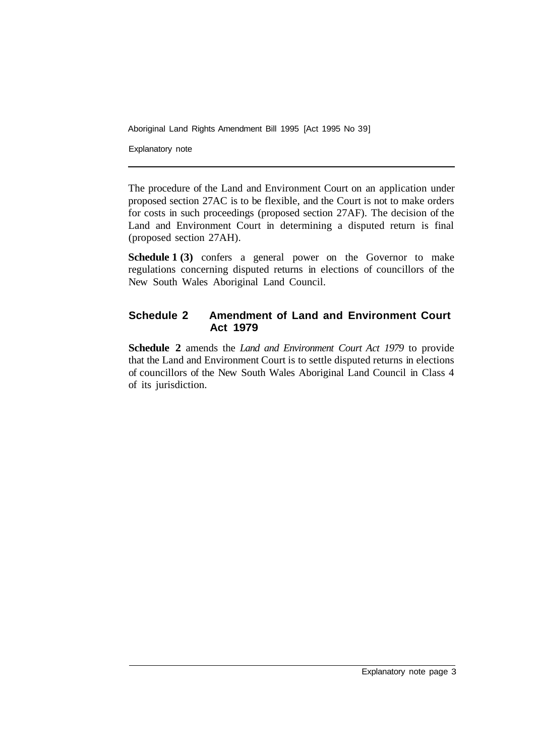The procedure of the Land and Environment Court on an application under proposed section 27AC is to be flexible, and the Court is not to make orders for costs in such proceedings (proposed section 27AF). The decision of the Land and Environment Court in determining a disputed return is final (proposed section 27AH).

**Schedule 1 (3)** confers a general power on the Governor to make regulations concerning disputed returns in elections of councillors of the New South Wales Aboriginal Land Council.

## Schedule 2 Amendment of Land and Environment Court Act 1979

**Schedule 2** amends the *Land and Environment Court Act 1979* to provide that the Land and Environment Court is to settle disputed returns in elections of councillors of the New South Wales Aboriginal Land Council in Class 4 of its jurisdiction.